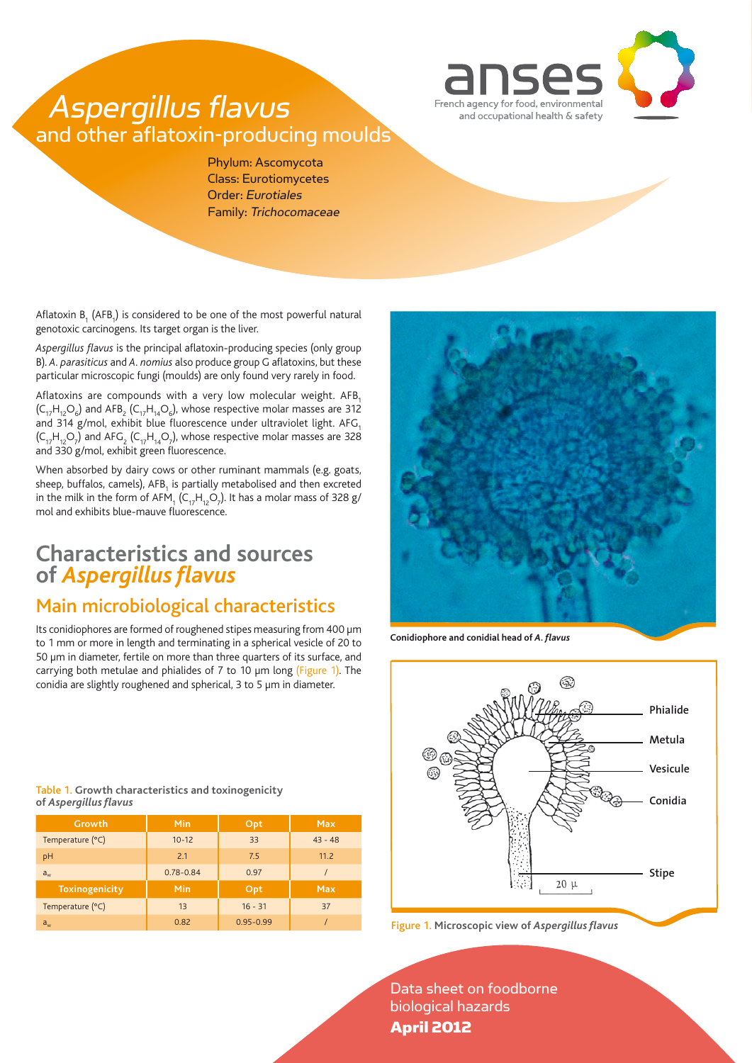# *Aspergillus flavus* and other aflatoxin-producing moulds

anses
French agency for food, environmental and occupational health & safety

Phylum: Ascomycota
Class: Eurotiomycetes
Order: *Eurotiales*
Family: *Trichocomaceae*

Aflatoxin $B_1$ ($AFB_1$) is considered to be one of the most powerful natural genotoxic carcinogens. Its target organ is the liver.

*Aspergillus flavus* is the principal aflatoxin-producing species (only group B). *A. parasiticus* and *A. nomius* also produce group G aflatoxins, but these particular microscopic fungi (moulds) are only found very rarely in food.

Aflatoxins are compounds with a very low molecular weight. $AFB_1$ ($C_{17}H_{12}O_6$) and $AFB_2$ ($C_{17}H_{14}O_6$), whose respective molar masses are 312 and 314 g/mol, exhibit blue fluorescence under ultraviolet light. $AFG_1$ ($C_{17}H_{12}O_7$) and $AFG_2$ ($C_{17}H_{14}O_7$), whose respective molar masses are 328 and 330 g/mol, exhibit green fluorescence.

When absorbed by dairy cows or other ruminant mammals (e.g. goats, sheep, buffalos, camels), $AFB_1$ is partially metabolised and then excreted in the milk in the form of $AFM_1$ ($C_{17}H_{12}O_7$). It has a molar mass of 328 g/mol and exhibits blue-mauve fluorescence.

## Characteristics and sources of *Aspergillus flavus*

### Main microbiological characteristics

Its conidiophores are formed of roughened stipes measuring from 400 µm to 1 mm or more in length and terminating in a spherical vesicle of 20 to 50 µm in diameter, fertile on more than three quarters of its surface, and carrying both metulae and phialides of 7 to 10 µm long (Figure 1). The conidia are slightly roughened and spherical, 3 to 5 µm in diameter.

Conidiophore and conidial head of *A. flavus*

Figure 1. Microscopic view of *Aspergillus flavus*

**Table 1. Growth characteristics and toxinogenicity of *Aspergillus flavus***

| Growth | Min | Opt | Max |
|---|---|---|---|
| Temperature (°C) | 10-12 | 33 | 43 - 48 |
| pH | 2.1 | 7.5 | 11.2 |
| $a_w$ | 0.78-0.84 | 0.97 | / |
| **Toxinogenicity** | **Min** | **Opt** | **Max** |
| Temperature (°C) | 13 | 16 - 31 | 37 |
| $a_w$ | 0.82 | 0.95-0.99 | / |

Data sheet on foodborne biological hazards
**April 2012**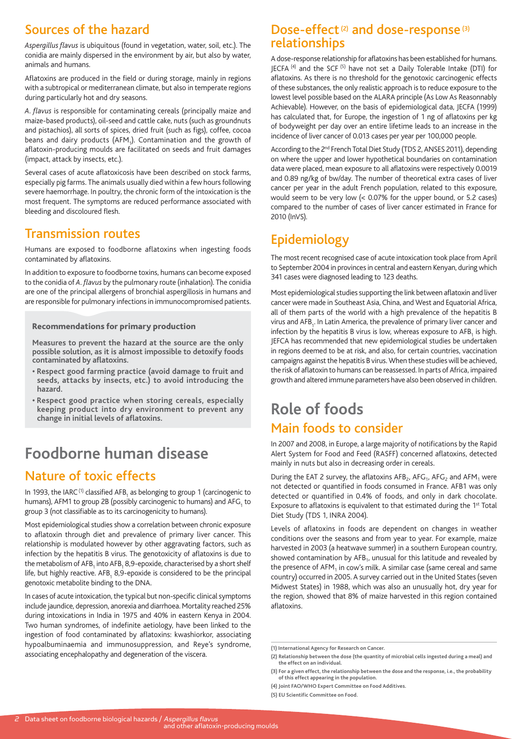## Sources of the hazard

*Aspergillus flavus* is ubiquitous (found in vegetation, water, soil, etc.). The conidia are mainly dispersed in the environment by air, but also by water, animals and humans.

Aflatoxins are produced in the field or during storage, mainly in regions with a subtropical or mediterranean climate, but also in temperate regions during particularly hot and dry seasons.

*A. flavus* is responsible for contaminating cereals (principally maize and maize-based products), oil-seed and cattle cake, nuts (such as groundnuts and pistachios), all sorts of spices, dried fruit (such as figs), coffee, cocoa beans and dairy products ($AFM_1$). Contamination and the growth of aflatoxin-producing moulds are facilitated on seeds and fruit damages (impact, attack by insects, etc.).

Several cases of acute aflatoxicosis have been described on stock farms, especially pig farms. The animals usually died within a few hours following severe haemorrhage. In poultry, the chronic form of the intoxication is the most frequent. The symptoms are reduced performance associated with bleeding and discoloured flesh.

## Transmission routes

Humans are exposed to foodborne aflatoxins when ingesting foods contaminated by aflatoxins.

In addition to exposure to foodborne toxins, humans can become exposed to the conidia of *A. flavus* by the pulmonary route (inhalation). The conidia are one of the principal allergens of bronchial aspergillosis in humans and are responsible for pulmonary infections in immunocompromised patients.

**Recommendations for primary production**

**Measures to prevent the hazard at the source are the only possible solution, as it is almost impossible to detoxify foods contaminated by aflatoxins.**

- **Respect good farming practice (avoid damage to fruit and seeds, attacks by insects, etc.) to avoid introducing the hazard.**
- **Respect good practice when storing cereals, especially keeping product into dry environment to prevent any change in initial levels of aflatoxins.**

# Foodborne human disease

## Nature of toxic effects

In 1993, the IARC [(1)] classified $AFB_1$ as belonging to group 1 (carcinogenic to humans), AFM1 to group 2B (possibly carcinogenic to humans) and $AFG_1$ to group 3 (not classifiable as to its carcinogenicity to humans).

Most epidemiological studies show a correlation between chronic exposure to aflatoxin through diet and prevalence of primary liver cancer. This relationship is modulated however by other aggravating factors, such as infection by the hepatitis B virus. The genotoxicity of aflatoxins is due to the metabolism of $AFB_1$ into $AFB_1$ 8,9-epoxide, characterised by a short shelf life, but highly reactive. $AFB_1$ 8,9-epoxide is considered to be the principal genotoxic metabolite binding to the DNA.

In cases of acute intoxication, the typical but non-specific clinical symptoms include jaundice, depression, anorexia and diarrhoea. Mortality reached 25% during intoxications in India in 1975 and 40% in eastern Kenya in 2004. Two human syndromes, of indefinite aetiology, have been linked to the ingestion of food contaminated by aflatoxins: kwashiorkor, associating hypoalbuminaemia and immunosuppression, and Reye's syndrome, associating encephalopathy and degeneration of the viscera.

## Dose-effect [(2)] and dose-response [(3)] relationships

A dose-response relationship for aflatoxins has been established for humans. JECFA [(4)] and the SCF [(5)] have not set a Daily Tolerable Intake (DTI) for aflatoxins. As there is no threshold for the genotoxic carcinogenic effects of these substances, the only realistic approach is to reduce exposure to the lowest level possible based on the ALARA principle (As Low As Reasonnably Achievable). However, on the basis of epidemiological data, JECFA (1999) has calculated that, for Europe, the ingestion of 1 ng of aflatoxins per kg of bodyweight per day over an entire lifetime leads to an increase in the incidence of liver cancer of 0.013 cases per year per 100,000 people.

According to the 2nd French Total Diet Study (TDS 2, ANSES 2011), depending on where the upper and lower hypothetical boundaries on contamination data were placed, mean exposure to all aflatoxins were respectively 0.0019 and 0.89 ng/kg of bw/day. The number of theoretical extra cases of liver cancer per year in the adult French population, related to this exposure, would seem to be very low (< 0.07% for the upper bound, or 5.2 cases) compared to the number of cases of liver cancer estimated in France for 2010 (InVS).

## Epidemiology

The most recent recognised case of acute intoxication took place from April to September 2004 in provinces in central and eastern Kenyan, during which 341 cases were diagnosed leading to 123 deaths.

Most epidemiological studies supporting the link between aflatoxin and liver cancer were made in Southeast Asia, China, and West and Equatorial Africa, all of them parts of the world with a high prevalence of the hepatitis B virus and $AFB_1$. In Latin America, the prevalence of primary liver cancer and infection by the hepatitis B virus is low, whereas exposure to $AFB_1$ is high. JEFCA has recommended that new epidemiological studies be undertaken in regions deemed to be at risk, and also, for certain countries, vaccination campaigns against the hepatitis B virus. When these studies will be achieved, the risk of aflatoxin to humans can be reassessed. In parts of Africa, impaired growth and altered immune parameters have also been observed in children.

# Role of foods

## Main foods to consider

In 2007 and 2008, in Europe, a large majority of notifications by the Rapid Alert System for Food and Feed (RASFF) concerned aflatoxins, detected mainly in nuts but also in decreasing order in cereals.

During the EAT 2 survey, the aflatoxins $AFB_2$, $AFG_1$, $AFG_2$ and $AFM_1$ were not detected or quantified in foods consumed in France. AFB1 was only detected or quantified in 0.4% of foods, and only in dark chocolate. Exposure to aflatoxins is equivalent to that estimated during the 1st Total Diet Study (TDS 1, INRA 2004).

Levels of aflatoxins in foods are dependent on changes in weather conditions over the seasons and from year to year. For example, maize harvested in 2003 (a heatwave summer) in a southern European country, showed contamination by $AFB_1$, unusual for this latitude and revealed by the presence of $AFM_1$ in cow's milk. A similar case (same cereal and same country) occurred in 2005. A survey carried out in the United States (seven Midwest States) in 1988, which was also an unusually hot, dry year for the region, showed that 8% of maize harvested in this region contained aflatoxins.

---

**(1) International Agency for Research on Cancer.**

**(2) Relationship between the dose (the quantity of microbial cells ingested during a meal) and the effect on an individual.**

**(3) For a given effect, the relationship between the dose and the response, i.e., the probability of this effect appearing in the population.**

**(4) Joint FAO/WHO Expert Committee on Food Additives.**

**(5) EU Scientific Committee on Food.**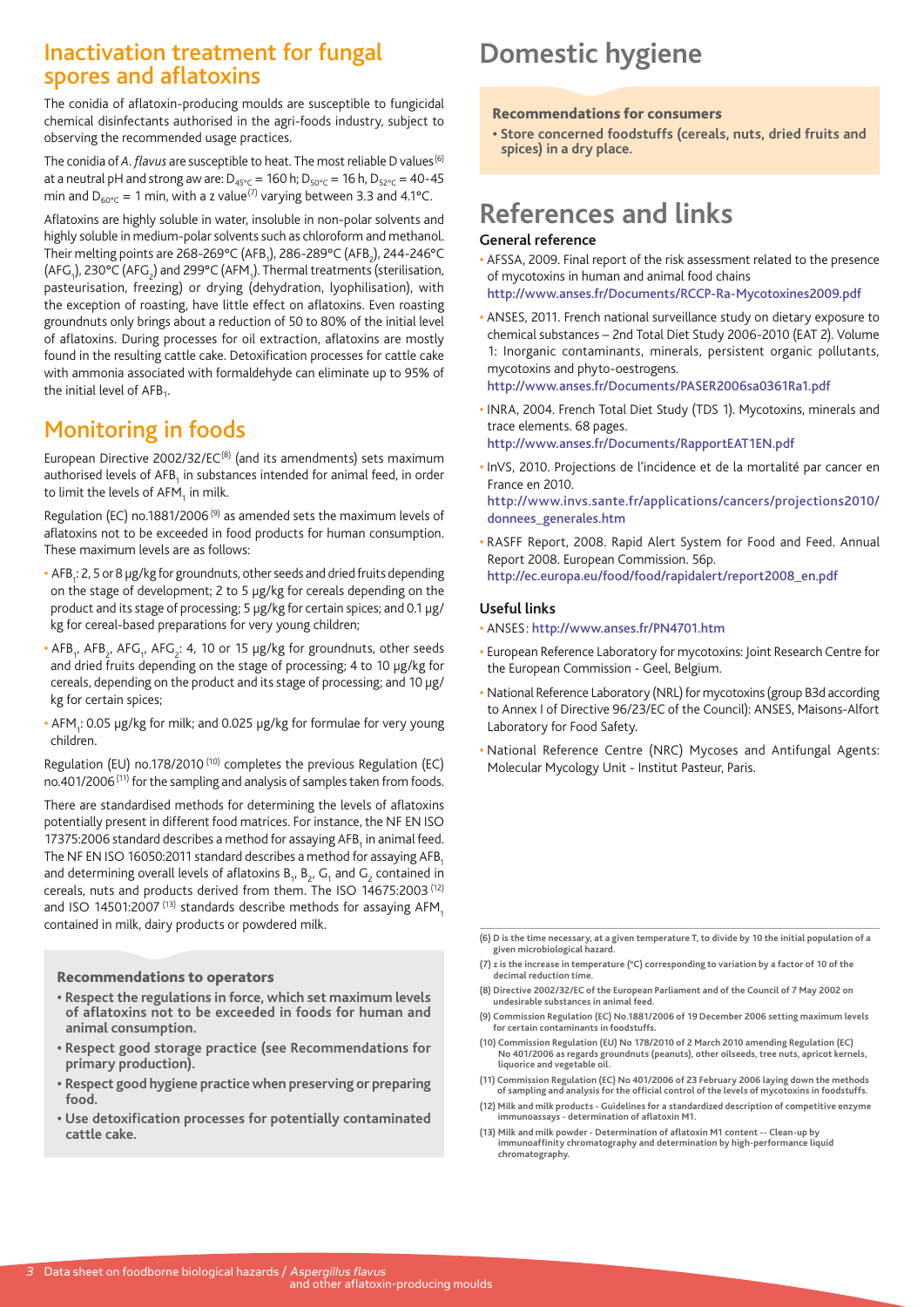## Inactivation treatment for fungal spores and aflatoxins

The conidia of aflatoxin-producing moulds are susceptible to fungicidal chemical disinfectants authorised in the agri-foods industry, subject to observing the recommended usage practices.

The conidia of *A. flavus* are susceptible to heat. The most reliable D values[6] at a neutral pH and strong aw are: $D_{45°C}$ = 160 h; $D_{50°C}$ = 16 h, $D_{52°C}$ = 40-45 min and $D_{60°C}$ = 1 min, with a z value[7] varying between 3.3 and 4.1°C.

Aflatoxins are highly soluble in water, insoluble in non-polar solvents and highly soluble in medium-polar solvents such as chloroform and methanol. Their melting points are 268-269°C ($AFB_1$), 286-289°C ($AFB_2$), 244-246°C ($AFG_1$), 230°C ($AFG_2$) and 299°C ($AFM_1$). Thermal treatments (sterilisation, pasteurisation, freezing) or drying (dehydration, lyophilisation), with the exception of roasting, have little effect on aflatoxins. Even roasting groundnuts only brings about a reduction of 50 to 80% of the initial level of aflatoxins. During processes for oil extraction, aflatoxins are mostly found in the resulting cattle cake. Detoxification processes for cattle cake with ammonia associated with formaldehyde can eliminate up to 95% of the initial level of $AFB_1$.

## Monitoring in foods

European Directive 2002/32/EC[8] (and its amendments) sets maximum authorised levels of $AFB_1$ in substances intended for animal feed, in order to limit the levels of $AFM_1$ in milk.

Regulation (EC) no.1881/2006[9] as amended sets the maximum levels of aflatoxins not to be exceeded in food products for human consumption. These maximum levels are as follows:

- $AFB_1$: 2, 5 or 8 µg/kg for groundnuts, other seeds and dried fruits depending on the stage of development; 2 to 5 µg/kg for cereals depending on the product and its stage of processing; 5 µg/kg for certain spices; and 0.1 µg/kg for cereal-based preparations for very young children;
- $AFB_1$, $AFB_2$, $AFG_1$, $AFG_2$: 4, 10 or 15 µg/kg for groundnuts, other seeds and dried fruits depending on the stage of processing; 4 to 10 µg/kg for cereals, depending on the product and its stage of processing; and 10 µg/kg for certain spices;
- $AFM_1$: 0.05 µg/kg for milk; and 0.025 µg/kg for formulae for very young children.

Regulation (EU) no.178/2010[10] completes the previous Regulation (EC) no.401/2006[11] for the sampling and analysis of samples taken from foods.

There are standardised methods for determining the levels of aflatoxins potentially present in different food matrices. For instance, the NF EN ISO 17375:2006 standard describes a method for assaying $AFB_1$ in animal feed. The NF EN ISO 16050:2011 standard describes a method for assaying $AFB_1$ and determining overall levels of aflatoxins $B_1$, $B_2$, $G_1$ and $G_2$ contained in cereals, nuts and products derived from them. The ISO 14675:2003[12] and ISO 14501:2007[13] standards describe methods for assaying $AFM_1$ contained in milk, dairy products or powdered milk.

### Recommendations to operators

- **Respect the regulations in force, which set maximum levels of aflatoxins not to be exceeded in foods for human and animal consumption.**
- **Respect good storage practice (see Recommendations for primary production).**
- **Respect good hygiene practice when preserving or preparing food.**
- **Use detoxification processes for potentially contaminated cattle cake.**

# Domestic hygiene

### Recommendations for consumers

- **Store concerned foodstuffs (cereals, nuts, dried fruits and spices) in a dry place.**

# References and links

### General reference

- AFSSA, 2009. Final report of the risk assessment related to the presence of mycotoxins in human and animal food chains http://www.anses.fr/Documents/RCCP-Ra-Mycotoxines2009.pdf
- ANSES, 2011. French national surveillance study on dietary exposure to chemical substances – 2nd Total Diet Study 2006-2010 (EAT 2). Volume 1: Inorganic contaminants, minerals, persistent organic pollutants, mycotoxins and phyto-oestrogens. http://www.anses.fr/Documents/PASER2006sa0361Ra1.pdf
- INRA, 2004. French Total Diet Study (TDS 1). Mycotoxins, minerals and trace elements. 68 pages. http://www.anses.fr/Documents/RapportEAT1EN.pdf
- InVS, 2010. Projections de l'incidence et de la mortalité par cancer en France en 2010. http://www.invs.sante.fr/applications/cancers/projections2010/donnees_generales.htm
- RASFF Report, 2008. Rapid Alert System for Food and Feed. Annual Report 2008. European Commission. 56p. http://ec.europa.eu/food/food/rapidalert/report2008_en.pdf

### Useful links

- ANSES: http://www.anses.fr/PN4701.htm
- European Reference Laboratory for mycotoxins: Joint Research Centre for the European Commission - Geel, Belgium.
- National Reference Laboratory (NRL) for mycotoxins (group B3d according to Annex I of Directive 96/23/EC of the Council): ANSES, Maisons-Alfort Laboratory for Food Safety.
- National Reference Centre (NRC) Mycoses and Antifungal Agents: Molecular Mycology Unit - Institut Pasteur, Paris.

---

(6) D is the time necessary, at a given temperature T, to divide by 10 the initial population of a given microbiological hazard.

(7) z is the increase in temperature (°C) corresponding to variation by a factor of 10 of the decimal reduction time.

(8) Directive 2002/32/EC of the European Parliament and of the Council of 7 May 2002 on undesirable substances in animal feed.

(9) Commission Regulation (EC) No.1881/2006 of 19 December 2006 setting maximum levels for certain contaminants in foodstuffs.

(10) Commission Regulation (EU) No 178/2010 of 2 March 2010 amending Regulation (EC) No 401/2006 as regards groundnuts (peanuts), other oilseeds, tree nuts, apricot kernels, liquorice and vegetable oil.

(11) Commission Regulation (EC) No 401/2006 of 23 February 2006 laying down the methods of sampling and analysis for the official control of the levels of mycotoxins in foodstuffs.

(12) Milk and milk products - Guidelines for a standardized description of competitive enzyme immunoassays - determination of aflatoxin M1.

(13) Milk and milk powder - Determination of aflatoxin M1 content -- Clean-up by immunoaffinity chromatography and determination by high-performance liquid chromatography.